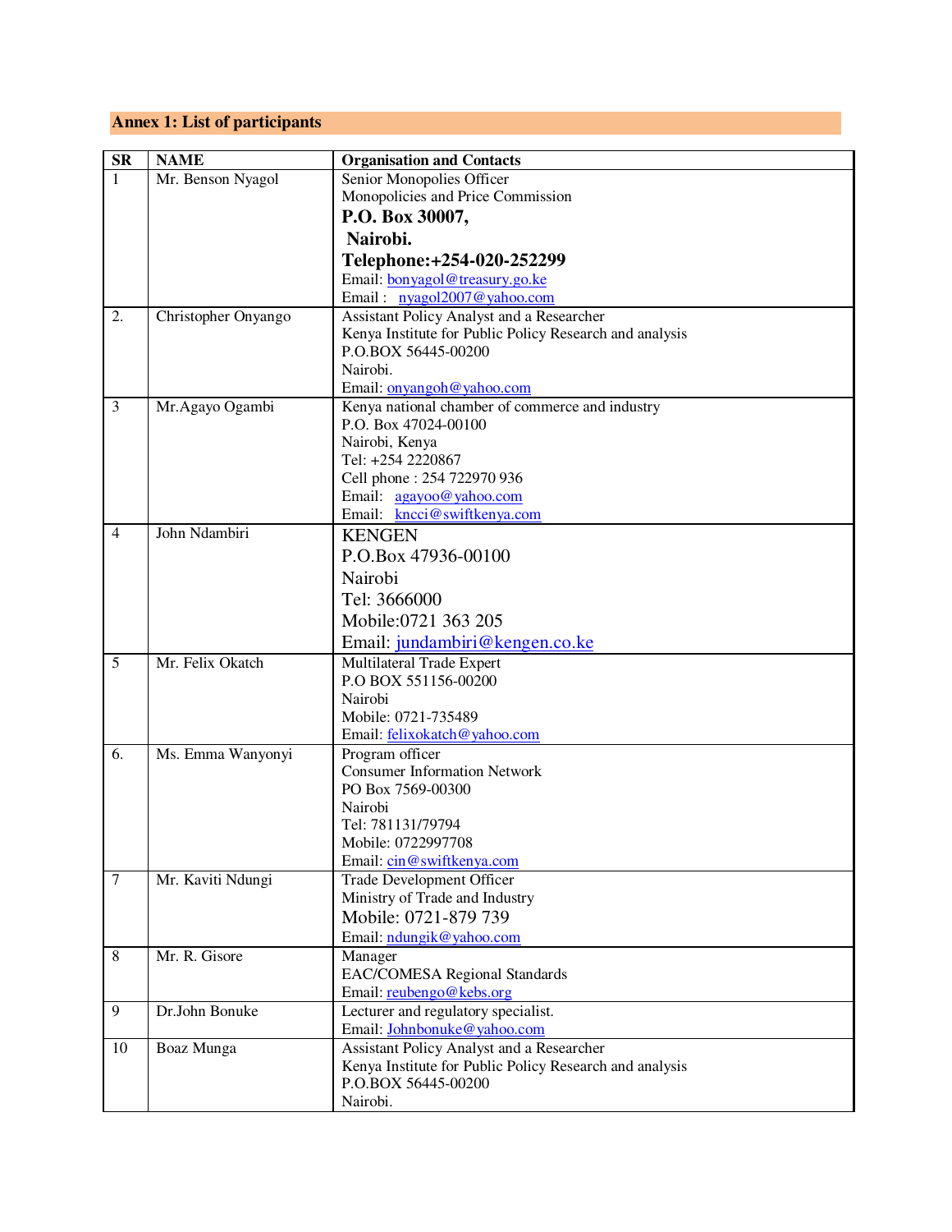## Annex 1: List of participants

| SR | NAME | Organisation and Contacts |
| --- | --- | --- |
| 1 | Mr. Benson Nyagol | Senior Monopolies Officer<br>Monopolicies and Price Commission<br>**P.O. Box 30007,**<br>**Nairobi.**<br>**Telephone:+254-020-252299**<br>Email: bonyagol@treasury.go.ke<br>Email : nyagol2007@yahoo.com |
| 2. | Christopher Onyango | Assistant Policy Analyst and a Researcher<br>Kenya Institute for Public Policy Research and analysis<br>P.O.BOX 56445-00200<br>Nairobi.<br>Email: onyangoh@yahoo.com |
| 3 | Mr.Agayo Ogambi | Kenya national chamber of commerce and industry<br>P.O. Box 47024-00100<br>Nairobi, Kenya<br>Tel: +254 2220867<br>Cell phone : 254 722970 936<br>Email: agayoo@yahoo.com<br>Email: kncci@swiftkenya.com |
| 4 | John Ndambiri | KENGEN<br>P.O.Box 47936-00100<br>Nairobi<br>Tel: 3666000<br>Mobile:0721 363 205<br>Email: jundambiri@kengen.co.ke |
| 5 | Mr. Felix Okatch | Multilateral Trade Expert<br>P.O BOX 551156-00200<br>Nairobi<br>Mobile: 0721-735489<br>Email: felixokatch@yahoo.com |
| 6. | Ms. Emma Wanyonyi | Program officer<br>Consumer Information Network<br>PO Box 7569-00300<br>Nairobi<br>Tel: 781131/79794<br>Mobile: 0722997708<br>Email: cin@swiftkenya.com |
| 7 | Mr. Kaviti Ndungi | Trade Development Officer<br>Ministry of Trade and Industry<br>Mobile: 0721-879 739<br>Email: ndungik@yahoo.com |
| 8 | Mr. R. Gisore | Manager<br>EAC/COMESA Regional Standards<br>Email: reubengo@kebs.org |
| 9 | Dr.John Bonuke | Lecturer and regulatory specialist.<br>Email: Johnbonuke@yahoo.com |
| 10 | Boaz Munga | Assistant Policy Analyst and a Researcher<br>Kenya Institute for Public Policy Research and analysis<br>P.O.BOX 56445-00200<br>Nairobi. |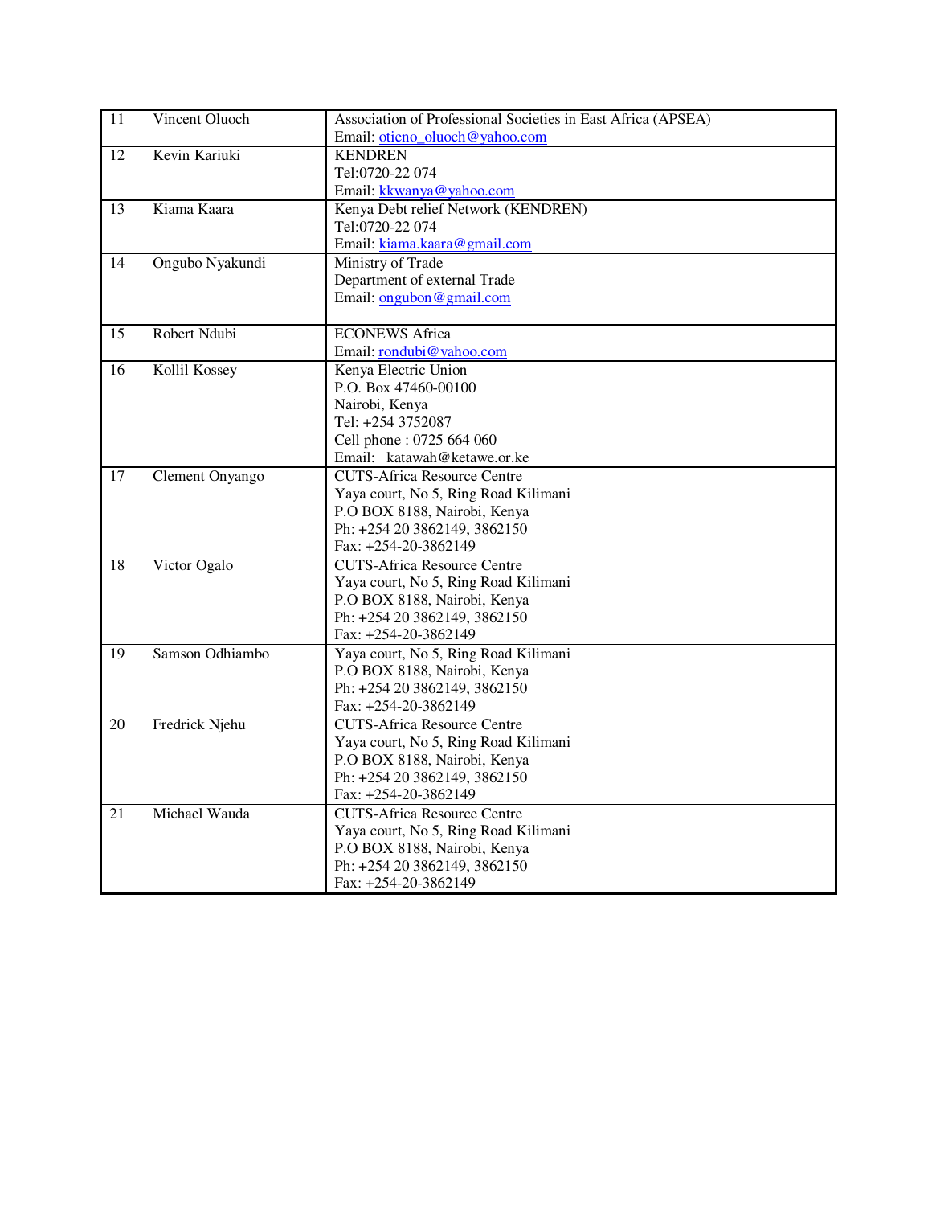| | | |
|---|---|---|
| 11 | Vincent Oluoch | Association of Professional Societies in East Africa (APSEA)<br>Email: otieno_oluoch@yahoo.com |
| 12 | Kevin Kariuki | KENDREN<br>Tel:0720-22 074<br>Email: kkwanya@yahoo.com |
| 13 | Kiama Kaara | Kenya Debt relief Network (KENDREN)<br>Tel:0720-22 074<br>Email: kiama.kaara@gmail.com |
| 14 | Ongubo Nyakundi | Ministry of Trade<br>Department of external Trade<br>Email: ongubon@gmail.com |
| 15 | Robert Ndubi | ECONEWS Africa<br>Email: rondubi@yahoo.com |
| 16 | Kollil Kossey | Kenya Electric Union<br>P.O. Box 47460-00100<br>Nairobi, Kenya<br>Tel: +254 3752087<br>Cell phone : 0725 664 060<br>Email: katawah@ketawe.or.ke |
| 17 | Clement Onyango | CUTS-Africa Resource Centre<br>Yaya court, No 5, Ring Road Kilimani<br>P.O BOX 8188, Nairobi, Kenya<br>Ph: +254 20 3862149, 3862150<br>Fax: +254-20-3862149 |
| 18 | Victor Ogalo | CUTS-Africa Resource Centre<br>Yaya court, No 5, Ring Road Kilimani<br>P.O BOX 8188, Nairobi, Kenya<br>Ph: +254 20 3862149, 3862150<br>Fax: +254-20-3862149 |
| 19 | Samson Odhiambo | Yaya court, No 5, Ring Road Kilimani<br>P.O BOX 8188, Nairobi, Kenya<br>Ph: +254 20 3862149, 3862150<br>Fax: +254-20-3862149 |
| 20 | Fredrick Njehu | CUTS-Africa Resource Centre<br>Yaya court, No 5, Ring Road Kilimani<br>P.O BOX 8188, Nairobi, Kenya<br>Ph: +254 20 3862149, 3862150<br>Fax: +254-20-3862149 |
| 21 | Michael Wauda | CUTS-Africa Resource Centre<br>Yaya court, No 5, Ring Road Kilimani<br>P.O BOX 8188, Nairobi, Kenya<br>Ph: +254 20 3862149, 3862150<br>Fax: +254-20-3862149 |